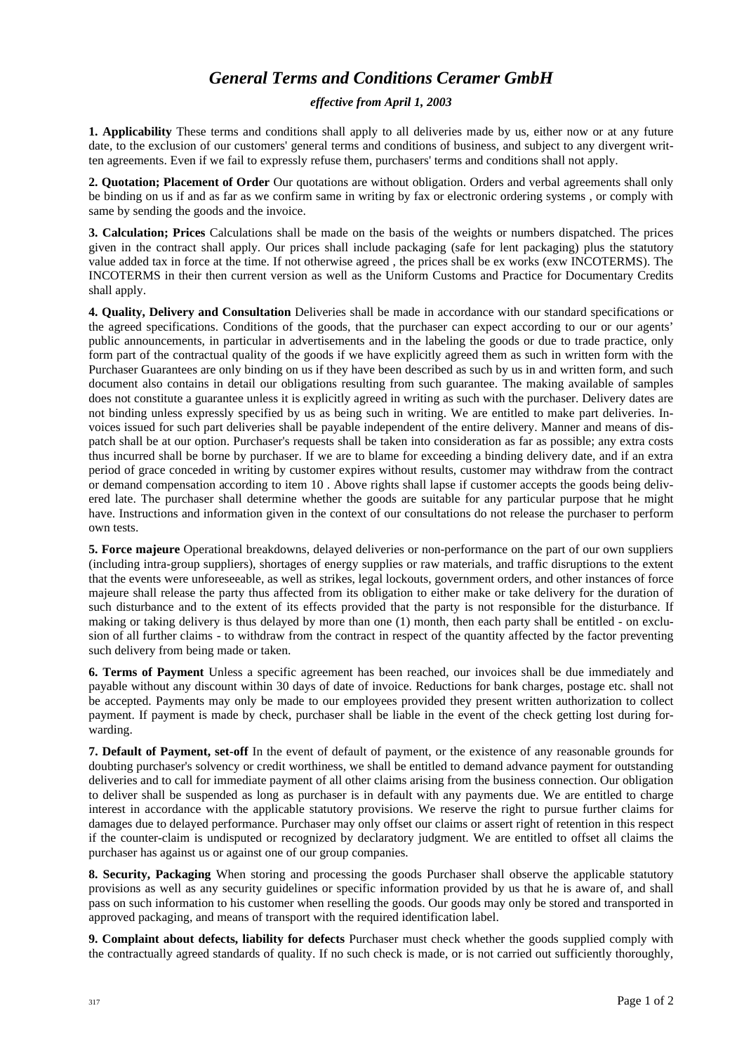# *General Terms and Conditions Ceramer GmbH*

***effective from April 1, 2003***

**1. Applicability** These terms and conditions shall apply to all deliveries made by us, either now or at any future date, to the exclusion of our customers' general terms and conditions of business, and subject to any divergent written agreements. Even if we fail to expressly refuse them, purchasers' terms and conditions shall not apply.

**2. Quotation; Placement of Order** Our quotations are without obligation. Orders and verbal agreements shall only be binding on us if and as far as we confirm same in writing by fax or electronic ordering systems , or comply with same by sending the goods and the invoice.

**3. Calculation; Prices** Calculations shall be made on the basis of the weights or numbers dispatched. The prices given in the contract shall apply. Our prices shall include packaging (safe for lent packaging) plus the statutory value added tax in force at the time. If not otherwise agreed , the prices shall be ex works (exw INCOTERMS). The INCOTERMS in their then current version as well as the Uniform Customs and Practice for Documentary Credits shall apply.

**4. Quality, Delivery and Consultation** Deliveries shall be made in accordance with our standard specifications or the agreed specifications. Conditions of the goods, that the purchaser can expect according to our or our agents' public announcements, in particular in advertisements and in the labeling the goods or due to trade practice, only form part of the contractual quality of the goods if we have explicitly agreed them as such in written form with the Purchaser Guarantees are only binding on us if they have been described as such by us in and written form, and such document also contains in detail our obligations resulting from such guarantee. The making available of samples does not constitute a guarantee unless it is explicitly agreed in writing as such with the purchaser. Delivery dates are not binding unless expressly specified by us as being such in writing. We are entitled to make part deliveries. Invoices issued for such part deliveries shall be payable independent of the entire delivery. Manner and means of dispatch shall be at our option. Purchaser's requests shall be taken into consideration as far as possible; any extra costs thus incurred shall be borne by purchaser. If we are to blame for exceeding a binding delivery date, and if an extra period of grace conceded in writing by customer expires without results, customer may withdraw from the contract or demand compensation according to item 10 . Above rights shall lapse if customer accepts the goods being delivered late. The purchaser shall determine whether the goods are suitable for any particular purpose that he might have. Instructions and information given in the context of our consultations do not release the purchaser to perform own tests.

**5. Force majeure** Operational breakdowns, delayed deliveries or non-performance on the part of our own suppliers (including intra-group suppliers), shortages of energy supplies or raw materials, and traffic disruptions to the extent that the events were unforeseeable, as well as strikes, legal lockouts, government orders, and other instances of force majeure shall release the party thus affected from its obligation to either make or take delivery for the duration of such disturbance and to the extent of its effects provided that the party is not responsible for the disturbance. If making or taking delivery is thus delayed by more than one (1) month, then each party shall be entitled - on exclusion of all further claims - to withdraw from the contract in respect of the quantity affected by the factor preventing such delivery from being made or taken.

**6. Terms of Payment** Unless a specific agreement has been reached, our invoices shall be due immediately and payable without any discount within 30 days of date of invoice. Reductions for bank charges, postage etc. shall not be accepted. Payments may only be made to our employees provided they present written authorization to collect payment. If payment is made by check, purchaser shall be liable in the event of the check getting lost during forwarding.

**7. Default of Payment, set-off** In the event of default of payment, or the existence of any reasonable grounds for doubting purchaser's solvency or credit worthiness, we shall be entitled to demand advance payment for outstanding deliveries and to call for immediate payment of all other claims arising from the business connection. Our obligation to deliver shall be suspended as long as purchaser is in default with any payments due. We are entitled to charge interest in accordance with the applicable statutory provisions. We reserve the right to pursue further claims for damages due to delayed performance. Purchaser may only offset our claims or assert right of retention in this respect if the counter-claim is undisputed or recognized by declaratory judgment. We are entitled to offset all claims the purchaser has against us or against one of our group companies.

**8. Security, Packaging** When storing and processing the goods Purchaser shall observe the applicable statutory provisions as well as any security guidelines or specific information provided by us that he is aware of, and shall pass on such information to his customer when reselling the goods. Our goods may only be stored and transported in approved packaging, and means of transport with the required identification label.

**9. Complaint about defects, liability for defects** Purchaser must check whether the goods supplied comply with the contractually agreed standards of quality. If no such check is made, or is not carried out sufficiently thoroughly,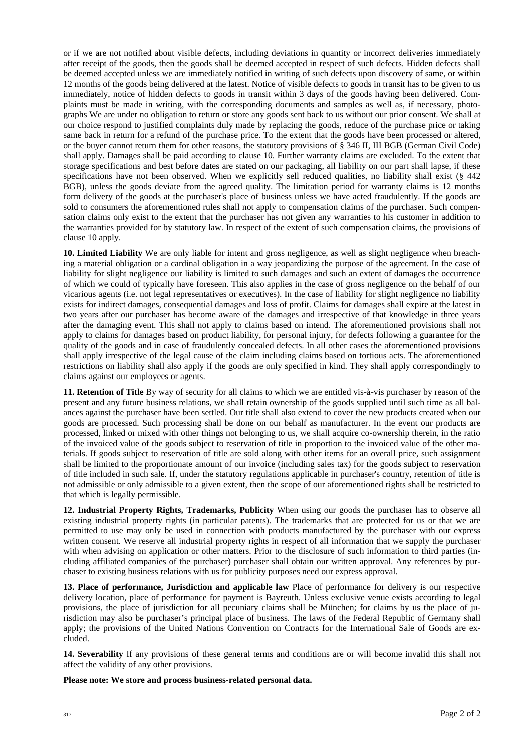or if we are not notified about visible defects, including deviations in quantity or incorrect deliveries immediately after receipt of the goods, then the goods shall be deemed accepted in respect of such defects. Hidden defects shall be deemed accepted unless we are immediately notified in writing of such defects upon discovery of same, or within 12 months of the goods being delivered at the latest. Notice of visible defects to goods in transit has to be given to us immediately, notice of hidden defects to goods in transit within 3 days of the goods having been delivered. Complaints must be made in writing, with the corresponding documents and samples as well as, if necessary, photographs We are under no obligation to return or store any goods sent back to us without our prior consent. We shall at our choice respond to justified complaints duly made by replacing the goods, reduce of the purchase price or taking same back in return for a refund of the purchase price. To the extent that the goods have been processed or altered, or the buyer cannot return them for other reasons, the statutory provisions of § 346 II, III BGB (German Civil Code) shall apply. Damages shall be paid according to clause 10. Further warranty claims are excluded. To the extent that storage specifications and best before dates are stated on our packaging, all liability on our part shall lapse, if these specifications have not been observed. When we explicitly sell reduced qualities, no liability shall exist (§ 442 BGB), unless the goods deviate from the agreed quality. The limitation period for warranty claims is 12 months form delivery of the goods at the purchaser's place of business unless we have acted fraudulently. If the goods are sold to consumers the aforementioned rules shall not apply to compensation claims of the purchaser. Such compensation claims only exist to the extent that the purchaser has not given any warranties to his customer in addition to the warranties provided for by statutory law. In respect of the extent of such compensation claims, the provisions of clause 10 apply.

**10. Limited Liability** We are only liable for intent and gross negligence, as well as slight negligence when breaching a material obligation or a cardinal obligation in a way jeopardizing the purpose of the agreement. In the case of liability for slight negligence our liability is limited to such damages and such an extent of damages the occurrence of which we could of typically have foreseen. This also applies in the case of gross negligence on the behalf of our vicarious agents (i.e. not legal representatives or executives). In the case of liability for slight negligence no liability exists for indirect damages, consequential damages and loss of profit. Claims for damages shall expire at the latest in two years after our purchaser has become aware of the damages and irrespective of that knowledge in three years after the damaging event. This shall not apply to claims based on intend. The aforementioned provisions shall not apply to claims for damages based on product liability, for personal injury, for defects following a guarantee for the quality of the goods and in case of fraudulently concealed defects. In all other cases the aforementioned provisions shall apply irrespective of the legal cause of the claim including claims based on tortious acts. The aforementioned restrictions on liability shall also apply if the goods are only specified in kind. They shall apply correspondingly to claims against our employees or agents.

**11. Retention of Title** By way of security for all claims to which we are entitled vis-à-vis purchaser by reason of the present and any future business relations, we shall retain ownership of the goods supplied until such time as all balances against the purchaser have been settled. Our title shall also extend to cover the new products created when our goods are processed. Such processing shall be done on our behalf as manufacturer. In the event our products are processed, linked or mixed with other things not belonging to us, we shall acquire co-ownership therein, in the ratio of the invoiced value of the goods subject to reservation of title in proportion to the invoiced value of the other materials. If goods subject to reservation of title are sold along with other items for an overall price, such assignment shall be limited to the proportionate amount of our invoice (including sales tax) for the goods subject to reservation of title included in such sale. If, under the statutory regulations applicable in purchaser's country, retention of title is not admissible or only admissible to a given extent, then the scope of our aforementioned rights shall be restricted to that which is legally permissible.

**12. Industrial Property Rights, Trademarks, Publicity** When using our goods the purchaser has to observe all existing industrial property rights (in particular patents). The trademarks that are protected for us or that we are permitted to use may only be used in connection with products manufactured by the purchaser with our express written consent. We reserve all industrial property rights in respect of all information that we supply the purchaser with when advising on application or other matters. Prior to the disclosure of such information to third parties (including affiliated companies of the purchaser) purchaser shall obtain our written approval. Any references by purchaser to existing business relations with us for publicity purposes need our express approval.

**13. Place of performance, Jurisdiction and applicable law** Place of performance for delivery is our respective delivery location, place of performance for payment is Bayreuth. Unless exclusive venue exists according to legal provisions, the place of jurisdiction for all pecuniary claims shall be München; for claims by us the place of jurisdiction may also be purchaser's principal place of business. The laws of the Federal Republic of Germany shall apply; the provisions of the United Nations Convention on Contracts for the International Sale of Goods are excluded.

**14. Severability** If any provisions of these general terms and conditions are or will become invalid this shall not affect the validity of any other provisions.

**Please note: We store and process business-related personal data.**

317